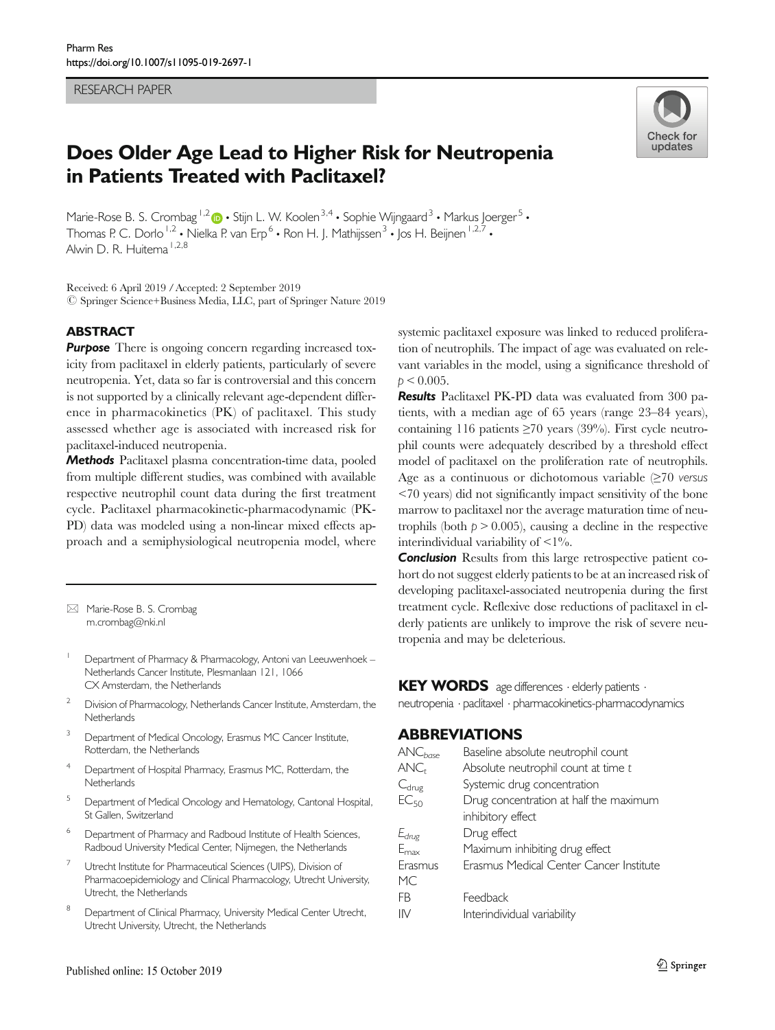RESEARCH PAPER

# Does Older Age Lead to Higher Risk for Neutropenia in Patients Treated with Paclitaxel?

Marie-Rose B. S. Crombag[1,2] • Stijn L. W. Koolen[3,4] • Sophie Wijngaard[3] • Markus Joerger[5] • Thomas P. C. Dorlo[1,2] • Nielka P. van Erp[6] • Ron H. J. Mathijssen[3] • Jos H. Beijnen[1,2,7] • Alwin D. R. Huitema[1,2,8]

Received: 6 April 2019 / Accepted: 2 September 2019
© Springer Science+Business Media, LLC, part of Springer Nature 2019

## ABSTRACT

***Purpose*** There is ongoing concern regarding increased toxicity from paclitaxel in elderly patients, particularly of severe neutropenia. Yet, data so far is controversial and this concern is not supported by a clinically relevant age-dependent difference in pharmacokinetics (PK) of paclitaxel. This study assessed whether age is associated with increased risk for paclitaxel-induced neutropenia.

***Methods*** Paclitaxel plasma concentration-time data, pooled from multiple different studies, was combined with available respective neutrophil count data during the first treatment cycle. Paclitaxel pharmacokinetic-pharmacodynamic (PK-PD) data was modeled using a non-linear mixed effects approach and a semiphysiological neutropenia model, where systemic paclitaxel exposure was linked to reduced proliferation of neutrophils. The impact of age was evaluated on relevant variables in the model, using a significance threshold of $p < 0.005$.

***Results*** Paclitaxel PK-PD data was evaluated from 300 patients, with a median age of 65 years (range 23–84 years), containing 116 patients ≥70 years (39%). First cycle neutrophil counts were adequately described by a threshold effect model of paclitaxel on the proliferation rate of neutrophils. Age as a continuous or dichotomous variable (≥70 *versus* <70 years) did not significantly impact sensitivity of the bone marrow to paclitaxel nor the average maturation time of neutrophils (both $p > 0.005$), causing a decline in the respective interindividual variability of <1%.

***Conclusion*** Results from this large retrospective patient cohort do not suggest elderly patients to be at an increased risk of developing paclitaxel-associated neutropenia during the first treatment cycle. Reflexive dose reductions of paclitaxel in elderly patients are unlikely to improve the risk of severe neutropenia and may be deleterious.

**KEY WORDS** age differences · elderly patients · neutropenia · paclitaxel · pharmacokinetics-pharmacodynamics

## ABBREVIATIONS

| | |
|---|---|
| $ANC_{base}$ | Baseline absolute neutrophil count |
| $ANC_t$ | Absolute neutrophil count at time *t* |
| $C_{drug}$ | Systemic drug concentration |
| $EC_{50}$ | Drug concentration at half the maximum inhibitory effect |
| $E_{drug}$ | Drug effect |
| $E_{max}$ | Maximum inhibiting drug effect |
| Erasmus MC | Erasmus Medical Center Cancer Institute |
| FB | Feedback |
| IIV | Interindividual variability |

✉ Marie-Rose B. S. Crombag
m.crombag@nki.nl

[1] Department of Pharmacy & Pharmacology, Antoni van Leeuwenhoek – Netherlands Cancer Institute, Plesmanlaan 121, 1066 CX Amsterdam, the Netherlands

[2] Division of Pharmacology, Netherlands Cancer Institute, Amsterdam, the Netherlands

[3] Department of Medical Oncology, Erasmus MC Cancer Institute, Rotterdam, the Netherlands

[4] Department of Hospital Pharmacy, Erasmus MC, Rotterdam, the Netherlands

[5] Department of Medical Oncology and Hematology, Cantonal Hospital, St Gallen, Switzerland

[6] Department of Pharmacy and Radboud Institute of Health Sciences, Radboud University Medical Center, Nijmegen, the Netherlands

[7] Utrecht Institute for Pharmaceutical Sciences (UIPS), Division of Pharmacoepidemiology and Clinical Pharmacology, Utrecht University, Utrecht, the Netherlands

[8] Department of Clinical Pharmacy, University Medical Center Utrecht, Utrecht University, Utrecht, the Netherlands

Published online: 15 October 2019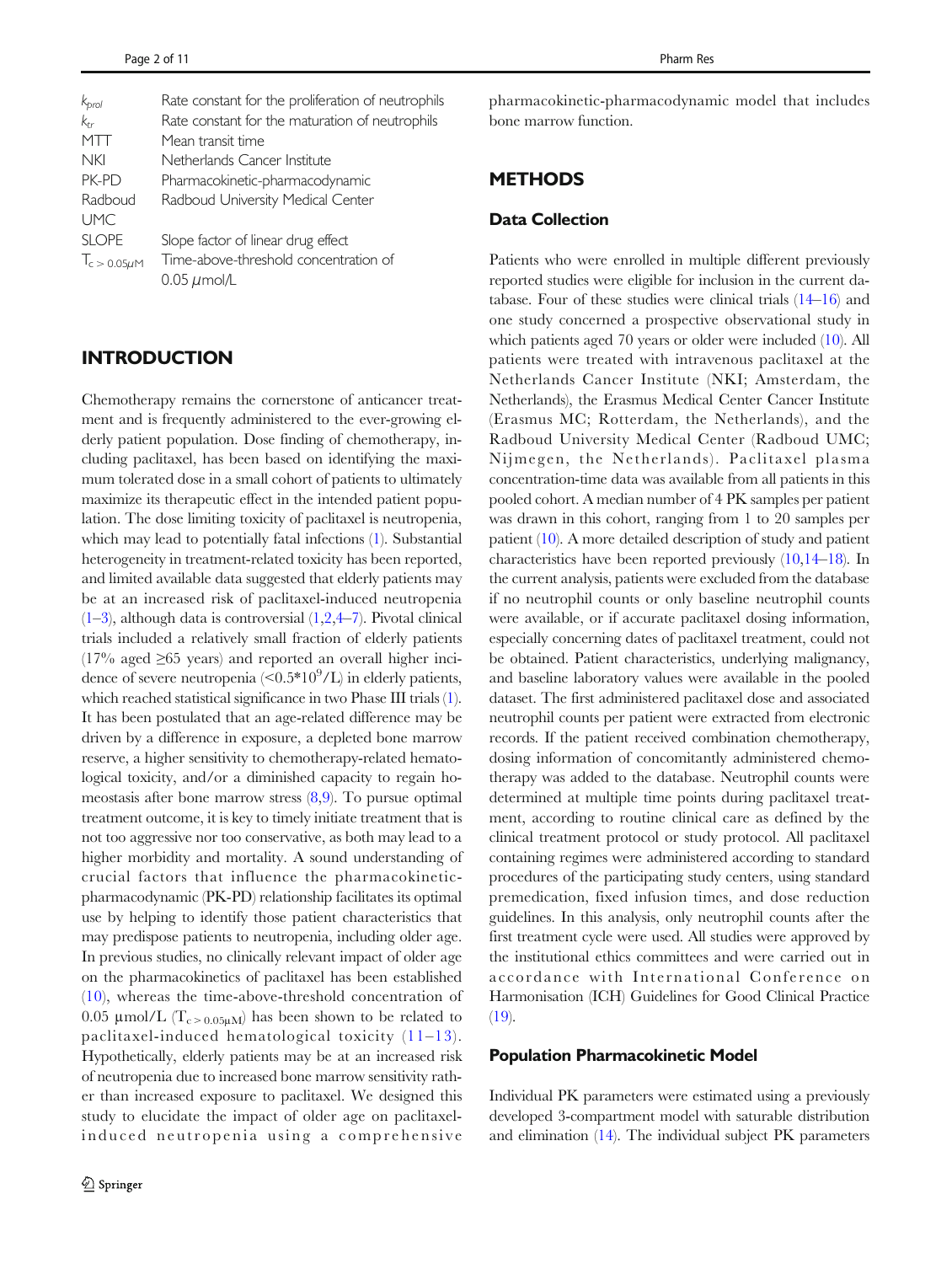| | |
|---|---|
| $k_{prol}$ | Rate constant for the proliferation of neutrophils |
| $k_{tr}$ | Rate constant for the maturation of neutrophils |
| MTT | Mean transit time |
| NKI | Netherlands Cancer Institute |
| PK-PD | Pharmacokinetic-pharmacodynamic |
| Radboud UMC | Radboud University Medical Center |
| SLOPE | Slope factor of linear drug effect |
| $T_{c>0.05\mu M}$ | Time-above-threshold concentration of 0.05 $\mu$mol/L |

## INTRODUCTION

Chemotherapy remains the cornerstone of anticancer treatment and is frequently administered to the ever-growing elderly patient population. Dose finding of chemotherapy, including paclitaxel, has been based on identifying the maximum tolerated dose in a small cohort of patients to ultimately maximize its therapeutic effect in the intended patient population. The dose limiting toxicity of paclitaxel is neutropenia, which may lead to potentially fatal infections (1). Substantial heterogeneity in treatment-related toxicity has been reported, and limited available data suggested that elderly patients may be at an increased risk of paclitaxel-induced neutropenia (1–3), although data is controversial (1,2,4–7). Pivotal clinical trials included a relatively small fraction of elderly patients (17% aged ≥65 years) and reported an overall higher incidence of severe neutropenia ($<0.5*10^9$/L) in elderly patients, which reached statistical significance in two Phase III trials (1). It has been postulated that an age-related difference may be driven by a difference in exposure, a depleted bone marrow reserve, a higher sensitivity to chemotherapy-related hematological toxicity, and/or a diminished capacity to regain homeostasis after bone marrow stress (8,9). To pursue optimal treatment outcome, it is key to timely initiate treatment that is not too aggressive nor too conservative, as both may lead to a higher morbidity and mortality. A sound understanding of crucial factors that influence the pharmacokinetic-pharmacodynamic (PK-PD) relationship facilitates its optimal use by helping to identify those patient characteristics that may predispose patients to neutropenia, including older age. In previous studies, no clinically relevant impact of older age on the pharmacokinetics of paclitaxel has been established (10), whereas the time-above-threshold concentration of 0.05 µmol/L ($T_{c>0.05\mu M}$) has been shown to be related to paclitaxel-induced hematological toxicity (11–13). Hypothetically, elderly patients may be at an increased risk of neutropenia due to increased bone marrow sensitivity rather than increased exposure to paclitaxel. We designed this study to elucidate the impact of older age on paclitaxel-induced neutropenia using a comprehensive pharmacokinetic-pharmacodynamic model that includes bone marrow function.

## METHODS

### Data Collection

Patients who were enrolled in multiple different previously reported studies were eligible for inclusion in the current database. Four of these studies were clinical trials (14–16) and one study concerned a prospective observational study in which patients aged 70 years or older were included (10). All patients were treated with intravenous paclitaxel at the Netherlands Cancer Institute (NKI; Amsterdam, the Netherlands), the Erasmus Medical Center Cancer Institute (Erasmus MC; Rotterdam, the Netherlands), and the Radboud University Medical Center (Radboud UMC; Nijmegen, the Netherlands). Paclitaxel plasma concentration-time data was available from all patients in this pooled cohort. A median number of 4 PK samples per patient was drawn in this cohort, ranging from 1 to 20 samples per patient (10). A more detailed description of study and patient characteristics have been reported previously (10,14–18). In the current analysis, patients were excluded from the database if no neutrophil counts or only baseline neutrophil counts were available, or if accurate paclitaxel dosing information, especially concerning dates of paclitaxel treatment, could not be obtained. Patient characteristics, underlying malignancy, and baseline laboratory values were available in the pooled dataset. The first administered paclitaxel dose and associated neutrophil counts per patient were extracted from electronic records. If the patient received combination chemotherapy, dosing information of concomitantly administered chemotherapy was added to the database. Neutrophil counts were determined at multiple time points during paclitaxel treatment, according to routine clinical care as defined by the clinical treatment protocol or study protocol. All paclitaxel containing regimes were administered according to standard procedures of the participating study centers, using standard premedication, fixed infusion times, and dose reduction guidelines. In this analysis, only neutrophil counts after the first treatment cycle were used. All studies were approved by the institutional ethics committees and were carried out in accordance with International Conference on Harmonisation (ICH) Guidelines for Good Clinical Practice (19).

### Population Pharmacokinetic Model

Individual PK parameters were estimated using a previously developed 3-compartment model with saturable distribution and elimination (14). The individual subject PK parameters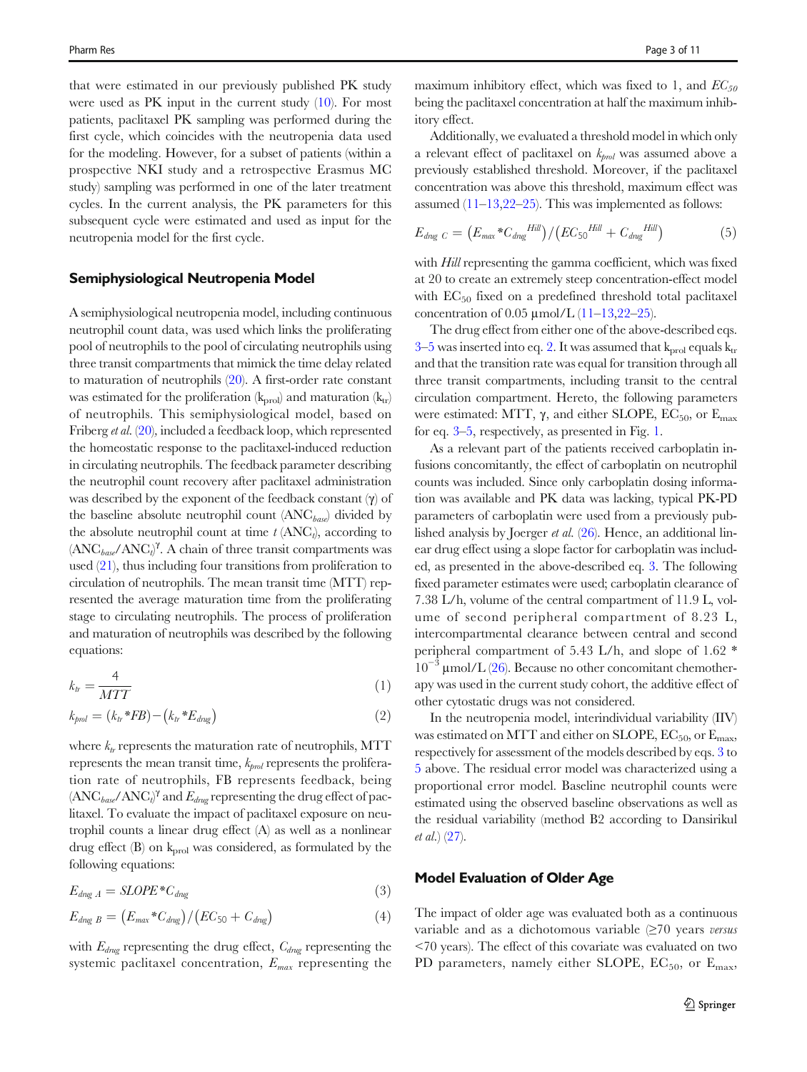that were estimated in our previously published PK study were used as PK input in the current study (10). For most patients, paclitaxel PK sampling was performed during the first cycle, which coincides with the neutropenia data used for the modeling. However, for a subset of patients (within a prospective NKI study and a retrospective Erasmus MC study) sampling was performed in one of the later treatment cycles. In the current analysis, the PK parameters for this subsequent cycle were estimated and used as input for the neutropenia model for the first cycle.

### Semiphysiological Neutropenia Model

A semiphysiological neutropenia model, including continuous neutrophil count data, was used which links the proliferating pool of neutrophils to the pool of circulating neutrophils using three transit compartments that mimick the time delay related to maturation of neutrophils (20). A first-order rate constant was estimated for the proliferation ($k_{prol}$) and maturation ($k_{tr}$) of neutrophils. This semiphysiological model, based on Friberg *et al.* (20), included a feedback loop, which represented the homeostatic response to the paclitaxel-induced reduction in circulating neutrophils. The feedback parameter describing the neutrophil count recovery after paclitaxel administration was described by the exponent of the feedback constant (γ) of the baseline absolute neutrophil count ($ANC_{base}$) divided by the absolute neutrophil count at time *t* ($ANC_t$), according to $(ANC_{base}/ANC_t)^{\gamma}$. A chain of three transit compartments was used (21), thus including four transitions from proliferation to circulation of neutrophils. The mean transit time (MTT) represented the average maturation time from the proliferating stage to circulating neutrophils. The process of proliferation and maturation of neutrophils was described by the following equations:

$$k_{tr} = \frac{4}{MTT} \tag{1}$$

$$k_{prol} = (k_{tr} * FB) - (k_{tr} * E_{drug}) \tag{2}$$

where $k_{tr}$ represents the maturation rate of neutrophils, MTT represents the mean transit time, $k_{prol}$ represents the proliferation rate of neutrophils, FB represents feedback, being $(ANC_{base}/ANC_t)^{\gamma}$ and $E_{drug}$ representing the drug effect of paclitaxel. To evaluate the impact of paclitaxel exposure on neutrophil counts a linear drug effect (A) as well as a nonlinear drug effect (B) on $k_{prol}$ was considered, as formulated by the following equations:

$$E_{drug\ A} = SLOPE * C_{drug} \tag{3}$$

$$E_{drug\ B} = (E_{max} * C_{drug}) / (EC_{50} + C_{drug}) \tag{4}$$

with $E_{drug}$ representing the drug effect, $C_{drug}$ representing the systemic paclitaxel concentration, $E_{max}$ representing the maximum inhibitory effect, which was fixed to 1, and $EC_{50}$ being the paclitaxel concentration at half the maximum inhibitory effect.

Additionally, we evaluated a threshold model in which only a relevant effect of paclitaxel on $k_{prol}$ was assumed above a previously established threshold. Moreover, if the paclitaxel concentration was above this threshold, maximum effect was assumed (11–13,22–25). This was implemented as follows:

$$E_{drug\ C} = \left(E_{max} * C_{drug}{}^{Hill}\right) / \left(EC_{50}{}^{Hill} + C_{drug}{}^{Hill}\right) \tag{5}$$

with *Hill* representing the gamma coefficient, which was fixed at 20 to create an extremely steep concentration-effect model with $EC_{50}$ fixed on a predefined threshold total paclitaxel concentration of 0.05 μmol/L (11–13,22–25).

The drug effect from either one of the above-described eqs. 3–5 was inserted into eq. 2. It was assumed that $k_{prol}$ equals $k_{tr}$ and that the transition rate was equal for transition through all three transit compartments, including transit to the central circulation compartment. Hereto, the following parameters were estimated: MTT, γ, and either SLOPE, $EC_{50}$, or $E_{max}$ for eq. 3–5, respectively, as presented in Fig. 1.

As a relevant part of the patients received carboplatin infusions concomitantly, the effect of carboplatin on neutrophil counts was included. Since only carboplatin dosing information was available and PK data was lacking, typical PK-PD parameters of carboplatin were used from a previously published analysis by Joerger *et al.* (26). Hence, an additional linear drug effect using a slope factor for carboplatin was included, as presented in the above-described eq. 3. The following fixed parameter estimates were used; carboplatin clearance of 7.38 L/h, volume of the central compartment of 11.9 L, volume of second peripheral compartment of 8.23 L, intercompartmental clearance between central and second peripheral compartment of 5.43 L/h, and slope of 1.62 * $10^{-3}$ μmol/L (26). Because no other concomitant chemotherapy was used in the current study cohort, the additive effect of other cytostatic drugs was not considered.

In the neutropenia model, interindividual variability (IIV) was estimated on MTT and either on SLOPE, $EC_{50}$, or $E_{max}$, respectively for assessment of the models described by eqs. 3 to 5 above. The residual error model was characterized using a proportional error model. Baseline neutrophil counts were estimated using the observed baseline observations as well as the residual variability (method B2 according to Dansirikul *et al.*) (27).

### Model Evaluation of Older Age

The impact of older age was evaluated both as a continuous variable and as a dichotomous variable (≥70 years *versus* <70 years). The effect of this covariate was evaluated on two PD parameters, namely either SLOPE, $EC_{50}$, or $E_{max}$,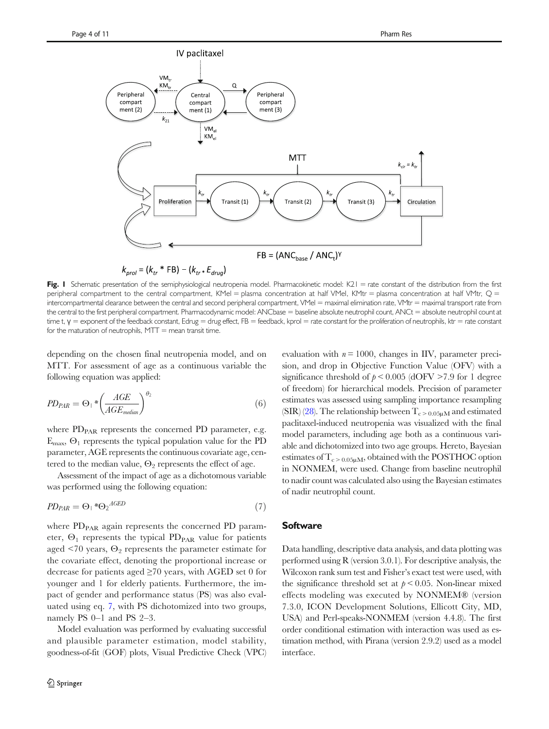IV paclitaxel

$VM_{tr}$ $KM_{tr}$ — Peripheral compartment (2) — $k_{21}$ — Central compartment (1) — Q — Peripheral compartment (3) — $VM_{el}$ $KM_{el}$

MTT — Proliferation — $k_{tr}$ — Transit (1) — $k_{tr}$ — Transit (2) — $k_{tr}$ — Transit (3) — $k_{tr}$ — Circulation — $k_{cir} = k_{tr}$

$FB = (ANC_{base} / ANC_t)^{\gamma}$

$k_{prol} = (k_{tr} * FB) - (k_{tr} * E_{drug})$

**Fig. 1** Schematic presentation of the semiphysiological neutropenia model. Pharmacokinetic model: K21 = rate constant of the distribution from the first peripheral compartment to the central compartment, KMel = plasma concentration at half VMel, KMtr = plasma concentration at half VMtr, Q = intercompartmental clearance between the central and second peripheral compartment, VMel = maximal elimination rate, VMtr = maximal transport rate from the central to the first peripheral compartment. Pharmacodynamic model: ANCbase = baseline absolute neutrophil count, ANCt = absolute neutrophil count at time t, γ = exponent of the feedback constant, Edrug = drug effect, FB = feedback, kprol = rate constant for the proliferation of neutrophils, ktr = rate constant for the maturation of neutrophils, MTT = mean transit time.

depending on the chosen final neutropenia model, and on MTT. For assessment of age as a continuous variable the following equation was applied:

$$PD_{PAR} = \Theta_1 * \left(\frac{AGE}{AGE_{median}}\right)^{\theta_2} \tag{6}$$

where $PD_{PAR}$ represents the concerned PD parameter, e.g. $E_{max}$, $\Theta_1$ represents the typical population value for the PD parameter, AGE represents the continuous covariate age, centered to the median value, $\Theta_2$ represents the effect of age.

Assessment of the impact of age as a dichotomous variable was performed using the following equation:

$$PD_{PAR} = \Theta_1 * \Theta_2^{AGED} \tag{7}$$

where $PD_{PAR}$ again represents the concerned PD parameter, $\Theta_1$ represents the typical $PD_{PAR}$ value for patients aged <70 years, $\Theta_2$ represents the parameter estimate for the covariate effect, denoting the proportional increase or decrease for patients aged ≥70 years, with AGED set 0 for younger and 1 for elderly patients. Furthermore, the impact of gender and performance status (PS) was also evaluated using eq. 7, with PS dichotomized into two groups, namely PS 0–1 and PS 2–3.

Model evaluation was performed by evaluating successful and plausible parameter estimation, model stability, goodness-of-fit (GOF) plots, Visual Predictive Check (VPC) evaluation with $n = 1000$, changes in IIV, parameter precision, and drop in Objective Function Value (OFV) with a significance threshold of $p < 0.005$ (dOFV >7.9 for 1 degree of freedom) for hierarchical models. Precision of parameter estimates was assessed using sampling importance resampling (SIR) (28). The relationship between $T_{c > 0.05\mu M}$ and estimated paclitaxel-induced neutropenia was visualized with the final model parameters, including age both as a continuous variable and dichotomized into two age groups. Hereto, Bayesian estimates of $T_{c > 0.05\mu M}$, obtained with the POSTHOC option in NONMEM, were used. Change from baseline neutrophil to nadir count was calculated also using the Bayesian estimates of nadir neutrophil count.

## Software

Data handling, descriptive data analysis, and data plotting was performed using R (version 3.0.1). For descriptive analysis, the Wilcoxon rank sum test and Fisher's exact test were used, with the significance threshold set at $p < 0.05$. Non-linear mixed effects modeling was executed by NONMEM® (version 7.3.0, ICON Development Solutions, Ellicott City, MD, USA) and Perl-speaks-NONMEM (version 4.4.8). The first order conditional estimation with interaction was used as estimation method, with Pirana (version 2.9.2) used as a model interface.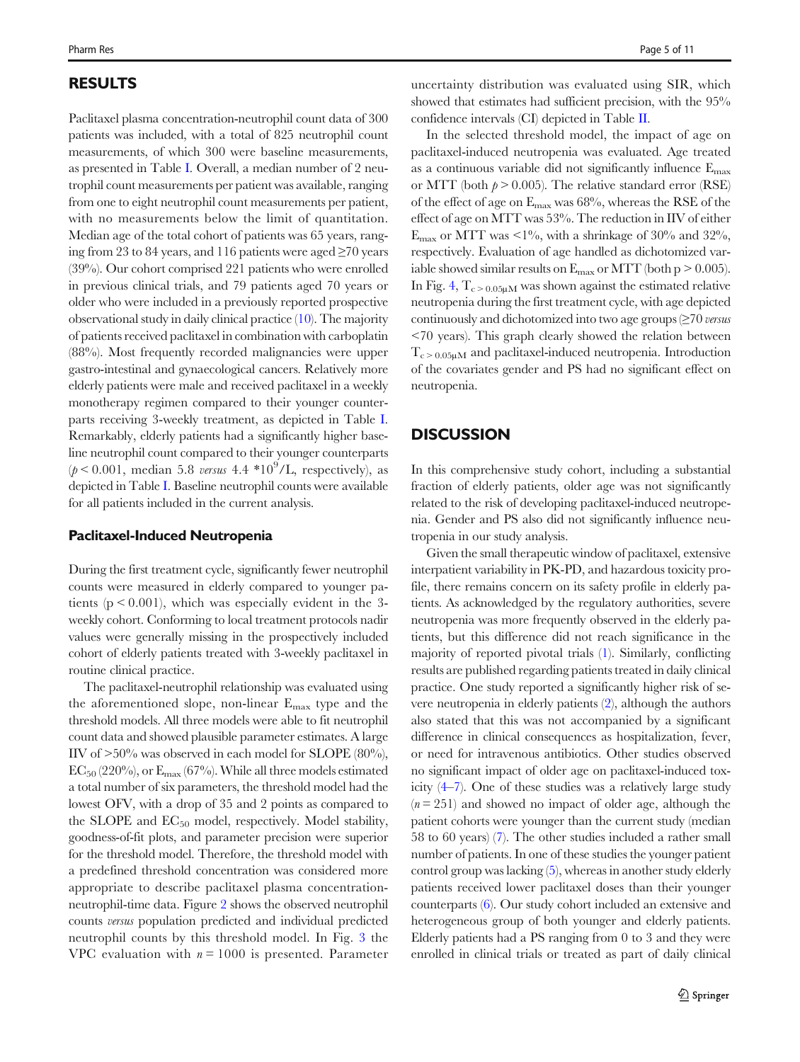## RESULTS

Paclitaxel plasma concentration-neutrophil count data of 300 patients was included, with a total of 825 neutrophil count measurements, of which 300 were baseline measurements, as presented in Table I. Overall, a median number of 2 neutrophil count measurements per patient was available, ranging from one to eight neutrophil count measurements per patient, with no measurements below the limit of quantitation. Median age of the total cohort of patients was 65 years, ranging from 23 to 84 years, and 116 patients were aged ≥70 years (39%). Our cohort comprised 221 patients who were enrolled in previous clinical trials, and 79 patients aged 70 years or older who were included in a previously reported prospective observational study in daily clinical practice (10). The majority of patients received paclitaxel in combination with carboplatin (88%). Most frequently recorded malignancies were upper gastro-intestinal and gynaecological cancers. Relatively more elderly patients were male and received paclitaxel in a weekly monotherapy regimen compared to their younger counterparts receiving 3-weekly treatment, as depicted in Table I. Remarkably, elderly patients had a significantly higher baseline neutrophil count compared to their younger counterparts ($p < 0.001$, median 5.8 *versus* 4.4 $*10^9$/L, respectively), as depicted in Table I. Baseline neutrophil counts were available for all patients included in the current analysis.

### Paclitaxel-Induced Neutropenia

During the first treatment cycle, significantly fewer neutrophil counts were measured in elderly compared to younger patients ($p < 0.001$), which was especially evident in the 3-weekly cohort. Conforming to local treatment protocols nadir values were generally missing in the prospectively included cohort of elderly patients treated with 3-weekly paclitaxel in routine clinical practice.

The paclitaxel-neutrophil relationship was evaluated using the aforementioned slope, non-linear $E_{max}$ type and the threshold models. All three models were able to fit neutrophil count data and showed plausible parameter estimates. A large IIV of >50% was observed in each model for SLOPE (80%), $EC_{50}$ (220%), or $E_{max}$ (67%). While all three models estimated a total number of six parameters, the threshold model had the lowest OFV, with a drop of 35 and 2 points as compared to the SLOPE and $EC_{50}$ model, respectively. Model stability, goodness-of-fit plots, and parameter precision were superior for the threshold model. Therefore, the threshold model with a predefined threshold concentration was considered more appropriate to describe paclitaxel plasma concentration-neutrophil-time data. Figure 2 shows the observed neutrophil counts *versus* population predicted and individual predicted neutrophil counts by this threshold model. In Fig. 3 the VPC evaluation with $n = 1000$ is presented. Parameter uncertainty distribution was evaluated using SIR, which showed that estimates had sufficient precision, with the 95% confidence intervals (CI) depicted in Table II.

In the selected threshold model, the impact of age on paclitaxel-induced neutropenia was evaluated. Age treated as a continuous variable did not significantly influence $E_{max}$ or MTT (both $p > 0.005$). The relative standard error (RSE) of the effect of age on $E_{max}$ was 68%, whereas the RSE of the effect of age on MTT was 53%. The reduction in IIV of either $E_{max}$ or MTT was <1%, with a shrinkage of 30% and 32%, respectively. Evaluation of age handled as dichotomized variable showed similar results on $E_{max}$ or MTT (both $p > 0.005$). In Fig. 4, $T_{c > 0.05\mu M}$ was shown against the estimated relative neutropenia during the first treatment cycle, with age depicted continuously and dichotomized into two age groups (≥70 *versus* <70 years). This graph clearly showed the relation between $T_{c > 0.05\mu M}$ and paclitaxel-induced neutropenia. Introduction of the covariates gender and PS had no significant effect on neutropenia.

## DISCUSSION

In this comprehensive study cohort, including a substantial fraction of elderly patients, older age was not significantly related to the risk of developing paclitaxel-induced neutropenia. Gender and PS also did not significantly influence neutropenia in our study analysis.

Given the small therapeutic window of paclitaxel, extensive interpatient variability in PK-PD, and hazardous toxicity profile, there remains concern on its safety profile in elderly patients. As acknowledged by the regulatory authorities, severe neutropenia was more frequently observed in the elderly patients, but this difference did not reach significance in the majority of reported pivotal trials (1). Similarly, conflicting results are published regarding patients treated in daily clinical practice. One study reported a significantly higher risk of severe neutropenia in elderly patients (2), although the authors also stated that this was not accompanied by a significant difference in clinical consequences as hospitalization, fever, or need for intravenous antibiotics. Other studies observed no significant impact of older age on paclitaxel-induced toxicity (4–7). One of these studies was a relatively large study ($n = 251$) and showed no impact of older age, although the patient cohorts were younger than the current study (median 58 to 60 years) (7). The other studies included a rather small number of patients. In one of these studies the younger patient control group was lacking (5), whereas in another study elderly patients received lower paclitaxel doses than their younger counterparts (6). Our study cohort included an extensive and heterogeneous group of both younger and elderly patients. Elderly patients had a PS ranging from 0 to 3 and they were enrolled in clinical trials or treated as part of daily clinical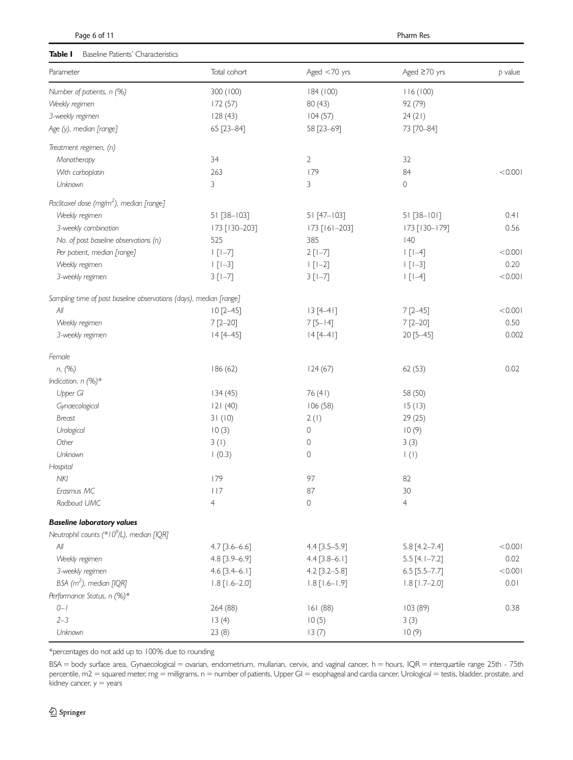**Table I** Baseline Patients' Characteristics

| Parameter | Total cohort | Aged <70 yrs | Aged ≥70 yrs | *p* value |
|---|---|---|---|---|
| *Number of patients, n (%)* | 300 (100) | 184 (100) | 116 (100) | |
| *Weekly regimen* | 172 (57) | 80 (43) | 92 (79) | |
| *3-weekly regimen* | 128 (43) | 104 (57) | 24 (21) | |
| *Age (y), median [range]* | 65 [23–84] | 58 [23–69] | 73 [70–84] | |
| *Treatment regimen, (n)* | | | | |
| *Monotherapy* | 34 | 2 | 32 | |
| *With carboplatin* | 263 | 179 | 84 | <0.001 |
| *Unknown* | 3 | 3 | 0 | |
| *Paclitaxel dose (mg/m$^2$), median [range]* | | | | |
| *Weekly regimen* | 51 [38–103] | 51 [47–103] | 51 [38–101] | 0.41 |
| *3-weekly combination* | 173 [130–203] | 173 [161–203] | 173 [130–179] | 0.56 |
| *No. of post baseline observations (n)* | 525 | 385 | 140 | |
| *Per patient, median [range]* | 1 [1–7] | 2 [1–7] | 1 [1–4] | <0.001 |
| *Weekly regimen* | 1 [1–3] | 1 [1–2] | 1 [1–3] | 0.20 |
| *3-weekly regimen* | 3 [1–7] | 3 [1–7] | 1 [1–4] | <0.001 |
| *Sampling time of post baseline observations (days), median [range]* | | | | |
| *All* | 10 [2–45] | 13 [4–41] | 7 [2–45] | <0.001 |
| *Weekly regimen* | 7 [2–20] | 7 [5–14] | 7 [2–20] | 0.50 |
| *3-weekly regimen* | 14 [4–45] | 14 [4–41] | 20 [5–45] | 0.002 |
| *Female* | | | | |
| *n, (%)* | 186 (62) | 124 (67) | 62 (53) | 0.02 |
| *Indication, n (%)\** | | | | |
| *Upper GI* | 134 (45) | 76 (41) | 58 (50) | |
| *Gynaecological* | 121 (40) | 106 (58) | 15 (13) | |
| *Breast* | 31 (10) | 2 (1) | 29 (25) | |
| *Urological* | 10 (3) | 0 | 10 (9) | |
| *Other* | 3 (1) | 0 | 3 (3) | |
| *Unknown* | 1 (0.3) | 0 | 1 (1) | |
| *Hospital* | | | | |
| *NKI* | 179 | 97 | 82 | |
| *Erasmus MC* | 117 | 87 | 30 | |
| *Radboud UMC* | 4 | 0 | 4 | |
| ***Baseline laboratory values*** | | | | |
| *Neutrophil counts (\*10$^9$/L), median [IQR]* | | | | |
| *All* | 4.7 [3.6–6.6] | 4.4 [3.5–5.9] | 5.8 [4.2–7.4] | <0.001 |
| *Weekly regimen* | 4.8 [3.9–6.9] | 4.4 [3.8–6.1] | 5.5 [4.1–7.2] | 0.02 |
| *3-weekly regimen* | 4.6 [3.4–6.1] | 4.2 [3.2–5.8] | 6.5 [5.5–7.7] | <0.001 |
| *BSA (m$^2$), median [IQR]* | 1.8 [1.6–2.0] | 1.8 [1.6–1.9] | 1.8 [1.7–2.0] | 0.01 |
| *Performance Status, n (%)\** | | | | |
| *0–1* | 264 (88) | 161 (88) | 103 (89) | 0.38 |
| *2–3* | 13 (4) | 10 (5) | 3 (3) | |
| *Unknown* | 23 (8) | 13 (7) | 10 (9) | |

\*percentages do not add up to 100% due to rounding

BSA = body surface area, Gynaecological = ovarian, endometrium, mullarian, cervix, and vaginal cancer, h = hours, IQR = interquartile range 25th - 75th percentile, m2 = squared meter, mg = milligrams, n = number of patients, Upper GI = esophageal and cardia cancer, Urological = testis, bladder, prostate, and kidney cancer, y = years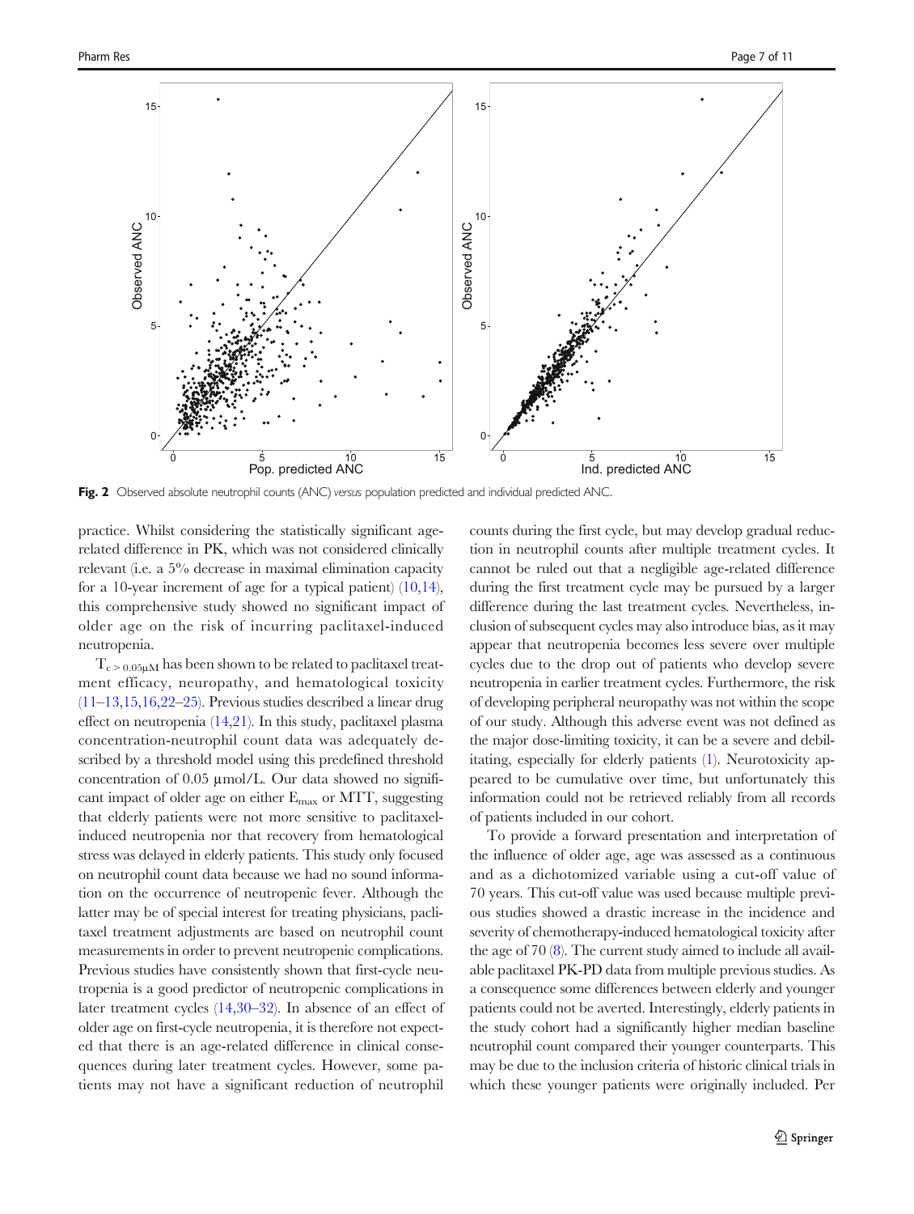15
10
5
0
0
5
10
15
Observed ANC
Pop. predicted ANC

15
10
5
0
0
5
10
15
Observed ANC
Ind. predicted ANC

**Fig. 2** Observed absolute neutrophil counts (ANC) *versus* population predicted and individual predicted ANC.

practice. Whilst considering the statistically significant age-related difference in PK, which was not considered clinically relevant (i.e. a 5% decrease in maximal elimination capacity for a 10-year increment of age for a typical patient) (10,14), this comprehensive study showed no significant impact of older age on the risk of incurring paclitaxel-induced neutropenia.

$T_{c>0.05\mu M}$ has been shown to be related to paclitaxel treatment efficacy, neuropathy, and hematological toxicity (11–13,15,16,22–25). Previous studies described a linear drug effect on neutropenia (14,21). In this study, paclitaxel plasma concentration-neutrophil count data was adequately described by a threshold model using this predefined threshold concentration of 0.05 μmol/L. Our data showed no significant impact of older age on either $E_{max}$ or MTT, suggesting that elderly patients were not more sensitive to paclitaxel-induced neutropenia nor that recovery from hematological stress was delayed in elderly patients. This study only focused on neutrophil count data because we had no sound information on the occurrence of neutropenic fever. Although the latter may be of special interest for treating physicians, paclitaxel treatment adjustments are based on neutrophil count measurements in order to prevent neutropenic complications. Previous studies have consistently shown that first-cycle neutropenia is a good predictor of neutropenic complications in later treatment cycles (14,30–32). In absence of an effect of older age on first-cycle neutropenia, it is therefore not expected that there is an age-related difference in clinical consequences during later treatment cycles. However, some patients may not have a significant reduction of neutrophil counts during the first cycle, but may develop gradual reduction in neutrophil counts after multiple treatment cycles. It cannot be ruled out that a negligible age-related difference during the first treatment cycle may be pursued by a larger difference during the last treatment cycles. Nevertheless, inclusion of subsequent cycles may also introduce bias, as it may appear that neutropenia becomes less severe over multiple cycles due to the drop out of patients who develop severe neutropenia in earlier treatment cycles. Furthermore, the risk of developing peripheral neuropathy was not within the scope of our study. Although this adverse event was not defined as the major dose-limiting toxicity, it can be a severe and debilitating, especially for elderly patients (1). Neurotoxicity appeared to be cumulative over time, but unfortunately this information could not be retrieved reliably from all records of patients included in our cohort.

To provide a forward presentation and interpretation of the influence of older age, age was assessed as a continuous and as a dichotomized variable using a cut-off value of 70 years. This cut-off value was used because multiple previous studies showed a drastic increase in the incidence and severity of chemotherapy-induced hematological toxicity after the age of 70 (8). The current study aimed to include all available paclitaxel PK-PD data from multiple previous studies. As a consequence some differences between elderly and younger patients could not be averted. Interestingly, elderly patients in the study cohort had a significantly higher median baseline neutrophil count compared their younger counterparts. This may be due to the inclusion criteria of historic clinical trials in which these younger patients were originally included. Per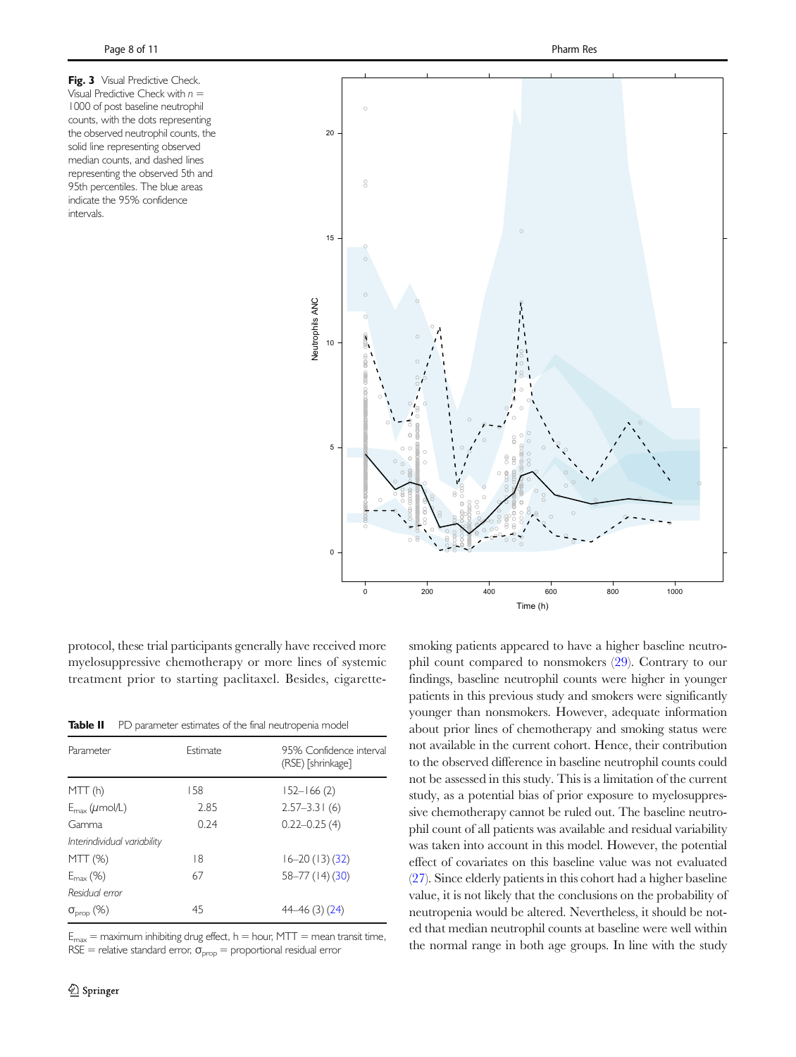**Fig. 3** Visual Predictive Check. Visual Predictive Check with $n = 1000$ of post baseline neutrophil counts, with the dots representing the observed neutrophil counts, the solid line representing observed median counts, and dashed lines representing the observed 5th and 95th percentiles. The blue areas indicate the 95% confidence intervals.

Neutrophils ANC
20
15
10
5
0
Time (h)
0
200
400
600
800
1000

protocol, these trial participants generally have received more myelosuppressive chemotherapy or more lines of systemic treatment prior to starting paclitaxel. Besides, cigarette-smoking patients appeared to have a higher baseline neutrophil count compared to nonsmokers (29). Contrary to our findings, baseline neutrophil counts were higher in younger patients in this previous study and smokers were significantly younger than nonsmokers. However, adequate information about prior lines of chemotherapy and smoking status were not available in the current cohort. Hence, their contribution to the observed difference in baseline neutrophil counts could not be assessed in this study. This is a limitation of the current study, as a potential bias of prior exposure to myelosuppressive chemotherapy cannot be ruled out. The baseline neutrophil count of all patients was available and residual variability was taken into account in this model. However, the potential effect of covariates on this baseline value was not evaluated (27). Since elderly patients in this cohort had a higher baseline value, it is not likely that the conclusions on the probability of neutropenia would be altered. Nevertheless, it should be noted that median neutrophil counts at baseline were well within the normal range in both age groups. In line with the study

**Table II** PD parameter estimates of the final neutropenia model

| Parameter | Estimate | 95% Confidence interval (RSE) [shrinkage] |
|---|---|---|
| MTT (h) | 158 | 152–166 (2) |
| $E_{max}$ ($\mu$mol/L) | 2.85 | 2.57–3.31 (6) |
| Gamma | 0.24 | 0.22–0.25 (4) |
| *Interindividual variability* | | |
| MTT (%) | 18 | 16–20 (13) (32) |
| $E_{max}$ (%) | 67 | 58–77 (14) (30) |
| *Residual error* | | |
| $\sigma_{prop}$ (%) | 45 | 44–46 (3) (24) |

$E_{max}$ = maximum inhibiting drug effect, h = hour, MTT = mean transit time, RSE = relative standard error, $\sigma_{prop}$ = proportional residual error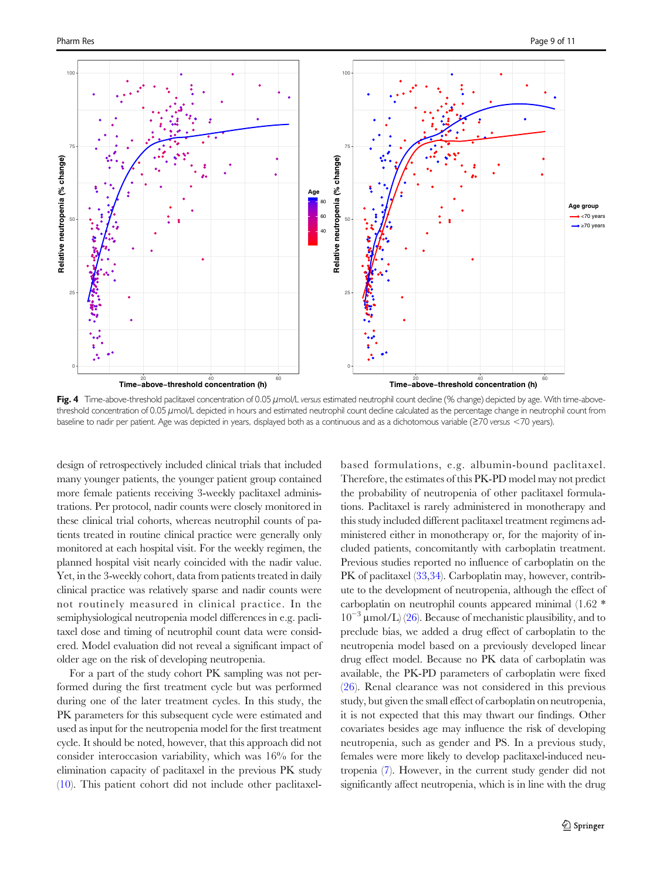**Fig. 4** Time-above-threshold paclitaxel concentration of 0.05 μmol/L *versus* estimated neutrophil count decline (% change) depicted by age. With time-above-threshold concentration of 0.05 μmol/L depicted in hours and estimated neutrophil count decline calculated as the percentage change in neutrophil count from baseline to nadir per patient. Age was depicted in years, displayed both as a continuous and as a dichotomous variable (≥70 *versus* <70 years).

design of retrospectively included clinical trials that included many younger patients, the younger patient group contained more female patients receiving 3-weekly paclitaxel administrations. Per protocol, nadir counts were closely monitored in these clinical trial cohorts, whereas neutrophil counts of patients treated in routine clinical practice were generally only monitored at each hospital visit. For the weekly regimen, the planned hospital visit nearly coincided with the nadir value. Yet, in the 3-weekly cohort, data from patients treated in daily clinical practice was relatively sparse and nadir counts were not routinely measured in clinical practice. In the semiphysiological neutropenia model differences in e.g. paclitaxel dose and timing of neutrophil count data were considered. Model evaluation did not reveal a significant impact of older age on the risk of developing neutropenia.

For a part of the study cohort PK sampling was not performed during the first treatment cycle but was performed during one of the later treatment cycles. In this study, the PK parameters for this subsequent cycle were estimated and used as input for the neutropenia model for the first treatment cycle. It should be noted, however, that this approach did not consider interoccasion variability, which was 16% for the elimination capacity of paclitaxel in the previous PK study (10). This patient cohort did not include other paclitaxel-based formulations, e.g. albumin-bound paclitaxel. Therefore, the estimates of this PK-PD model may not predict the probability of neutropenia of other paclitaxel formulations. Paclitaxel is rarely administered in monotherapy and this study included different paclitaxel treatment regimens administered either in monotherapy or, for the majority of included patients, concomitantly with carboplatin treatment. Previous studies reported no influence of carboplatin on the PK of paclitaxel (33,34). Carboplatin may, however, contribute to the development of neutropenia, although the effect of carboplatin on neutrophil counts appeared minimal ($1.62 * 10^{-3}$ μmol/L) (26). Because of mechanistic plausibility, and to preclude bias, we added a drug effect of carboplatin to the neutropenia model based on a previously developed linear drug effect model. Because no PK data of carboplatin was available, the PK-PD parameters of carboplatin were fixed (26). Renal clearance was not considered in this previous study, but given the small effect of carboplatin on neutropenia, it is not expected that this may thwart our findings. Other covariates besides age may influence the risk of developing neutropenia, such as gender and PS. In a previous study, females were more likely to develop paclitaxel-induced neutropenia (7). However, in the current study gender did not significantly affect neutropenia, which is in line with the drug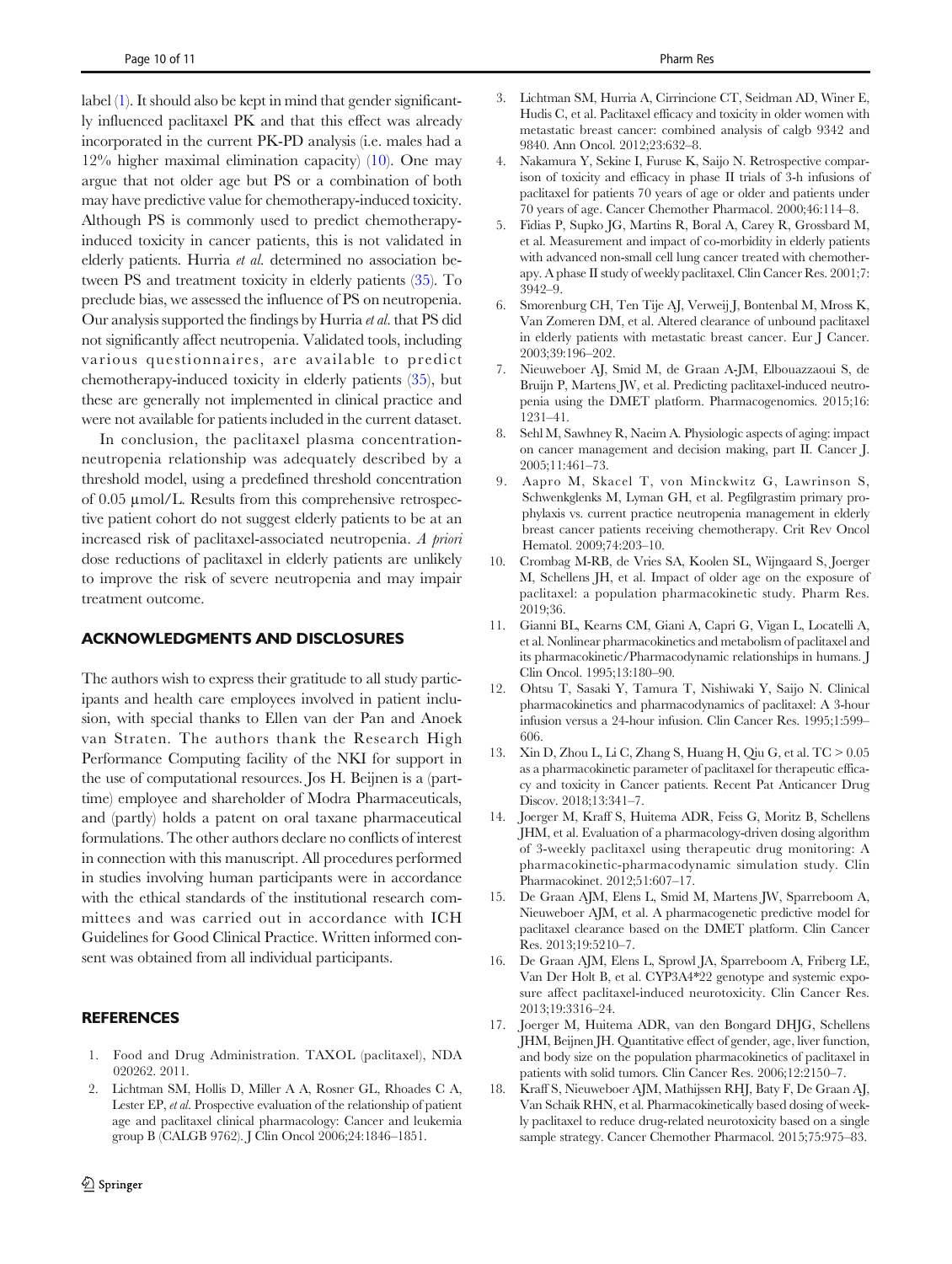label (1). It should also be kept in mind that gender significantly influenced paclitaxel PK and that this effect was already incorporated in the current PK-PD analysis (i.e. males had a 12% higher maximal elimination capacity) (10). One may argue that not older age but PS or a combination of both may have predictive value for chemotherapy-induced toxicity. Although PS is commonly used to predict chemotherapy-induced toxicity in cancer patients, this is not validated in elderly patients. Hurria *et al.* determined no association between PS and treatment toxicity in elderly patients (35). To preclude bias, we assessed the influence of PS on neutropenia. Our analysis supported the findings by Hurria *et al.* that PS did not significantly affect neutropenia. Validated tools, including various questionnaires, are available to predict chemotherapy-induced toxicity in elderly patients (35), but these are generally not implemented in clinical practice and were not available for patients included in the current dataset.

In conclusion, the paclitaxel plasma concentration-neutropenia relationship was adequately described by a threshold model, using a predefined threshold concentration of 0.05 μmol/L. Results from this comprehensive retrospective patient cohort do not suggest elderly patients to be at an increased risk of paclitaxel-associated neutropenia. *A priori* dose reductions of paclitaxel in elderly patients are unlikely to improve the risk of severe neutropenia and may impair treatment outcome.

## ACKNOWLEDGMENTS AND DISCLOSURES

The authors wish to express their gratitude to all study participants and health care employees involved in patient inclusion, with special thanks to Ellen van der Pan and Anoek van Straten. The authors thank the Research High Performance Computing facility of the NKI for support in the use of computational resources. Jos H. Beijnen is a (part-time) employee and shareholder of Modra Pharmaceuticals, and (partly) holds a patent on oral taxane pharmaceutical formulations. The other authors declare no conflicts of interest in connection with this manuscript. All procedures performed in studies involving human participants were in accordance with the ethical standards of the institutional research committees and was carried out in accordance with ICH Guidelines for Good Clinical Practice. Written informed consent was obtained from all individual participants.

## REFERENCES

1. Food and Drug Administration. TAXOL (paclitaxel), NDA 020262. 2011.
2. Lichtman SM, Hollis D, Miller A A, Rosner GL, Rhoades C A, Lester EP, *et al.* Prospective evaluation of the relationship of patient age and paclitaxel clinical pharmacology: Cancer and leukemia group B (CALGB 9762). J Clin Oncol 2006;24:1846–1851.
3. Lichtman SM, Hurria A, Cirrincione CT, Seidman AD, Winer E, Hudis C, et al. Paclitaxel efficacy and toxicity in older women with metastatic breast cancer: combined analysis of calgb 9342 and 9840. Ann Oncol. 2012;23:632–8.
4. Nakamura Y, Sekine I, Furuse K, Saijo N. Retrospective comparison of toxicity and efficacy in phase II trials of 3-h infusions of paclitaxel for patients 70 years of age or older and patients under 70 years of age. Cancer Chemother Pharmacol. 2000;46:114–8.
5. Fidias P, Supko JG, Martins R, Boral A, Carey R, Grossbard M, et al. Measurement and impact of co-morbidity in elderly patients with advanced non-small cell lung cancer treated with chemotherapy. A phase II study of weekly paclitaxel. Clin Cancer Res. 2001;7:3942–9.
6. Smorenburg CH, Ten Tije AJ, Verweij J, Bontenbal M, Mross K, Van Zomeren DM, et al. Altered clearance of unbound paclitaxel in elderly patients with metastatic breast cancer. Eur J Cancer. 2003;39:196–202.
7. Nieuweboer AJ, Smid M, de Graan A-JM, Elbouazzaoui S, de Bruijn P, Martens JW, et al. Predicting paclitaxel-induced neutropenia using the DMET platform. Pharmacogenomics. 2015;16:1231–41.
8. Sehl M, Sawhney R, Naeim A. Physiologic aspects of aging: impact on cancer management and decision making, part II. Cancer J. 2005;11:461–73.
9. Aapro M, Skacel T, von Minckwitz G, Lawrinson S, Schwenkglenks M, Lyman GH, et al. Pegfilgrastim primary prophylaxis vs. current practice neutropenia management in elderly breast cancer patients receiving chemotherapy. Crit Rev Oncol Hematol. 2009;74:203–10.
10. Crombag M-RB, de Vries SA, Koolen SL, Wijngaard S, Joerger M, Schellens JH, et al. Impact of older age on the exposure of paclitaxel: a population pharmacokinetic study. Pharm Res. 2019;36.
11. Gianni BL, Kearns CM, Giani A, Capri G, Vigan L, Locatelli A, et al. Nonlinear pharmacokinetics and metabolism of paclitaxel and its pharmacokinetic/Pharmacodynamic relationships in humans. J Clin Oncol. 1995;13:180–90.
12. Ohtsu T, Sasaki Y, Tamura T, Nishiwaki Y, Saijo N. Clinical pharmacokinetics and pharmacodynamics of paclitaxel: A 3-hour infusion versus a 24-hour infusion. Clin Cancer Res. 1995;1:599–606.
13. Xin D, Zhou L, Li C, Zhang S, Huang H, Qiu G, et al. TC > 0.05 as a pharmacokinetic parameter of paclitaxel for therapeutic efficacy and toxicity in Cancer patients. Recent Pat Anticancer Drug Discov. 2018;13:341–7.
14. Joerger M, Kraff S, Huitema ADR, Feiss G, Moritz B, Schellens JHM, et al. Evaluation of a pharmacology-driven dosing algorithm of 3-weekly paclitaxel using therapeutic drug monitoring: A pharmacokinetic-pharmacodynamic simulation study. Clin Pharmacokinet. 2012;51:607–17.
15. De Graan AJM, Elens L, Smid M, Martens JW, Sparreboom A, Nieuweboer AJM, et al. A pharmacogenetic predictive model for paclitaxel clearance based on the DMET platform. Clin Cancer Res. 2013;19:5210–7.
16. De Graan AJM, Elens L, Sprowl JA, Sparreboom A, Friberg LE, Van Der Holt B, et al. CYP3A4*22 genotype and systemic exposure affect paclitaxel-induced neurotoxicity. Clin Cancer Res. 2013;19:3316–24.
17. Joerger M, Huitema ADR, van den Bongard DHJG, Schellens JHM, Beijnen JH. Quantitative effect of gender, age, liver function, and body size on the population pharmacokinetics of paclitaxel in patients with solid tumors. Clin Cancer Res. 2006;12:2150–7.
18. Kraff S, Nieuweboer AJM, Mathijssen RHJ, Baty F, De Graan AJ, Van Schaik RHN, et al. Pharmacokinetically based dosing of weekly paclitaxel to reduce drug-related neurotoxicity based on a single sample strategy. Cancer Chemother Pharmacol. 2015;75:975–83.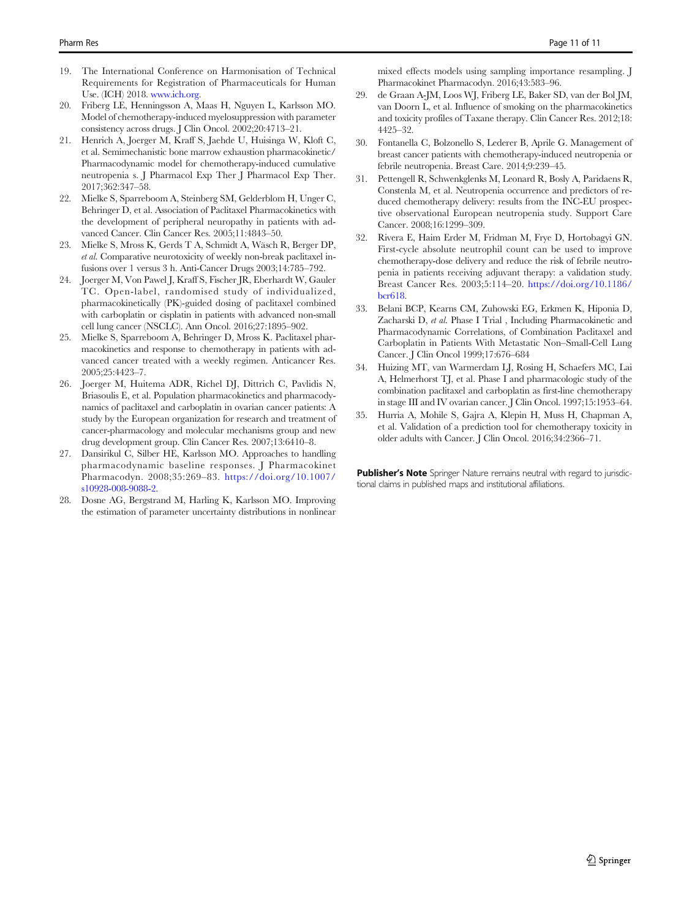19. The International Conference on Harmonisation of Technical Requirements for Registration of Pharmaceuticals for Human Use. (ICH) 2018. www.ich.org.
20. Friberg LE, Henningsson A, Maas H, Nguyen L, Karlsson MO. Model of chemotherapy-induced myelosuppression with parameter consistency across drugs. J Clin Oncol. 2002;20:4713–21.
21. Henrich A, Joerger M, Kraff S, Jaehde U, Huisinga W, Kloft C, et al. Semimechanistic bone marrow exhaustion pharmacokinetic/ Pharmacodynamic model for chemotherapy-induced cumulative neutropenia s. J Pharmacol Exp Ther J Pharmacol Exp Ther. 2017;362:347–58.
22. Mielke S, Sparreboom A, Steinberg SM, Gelderblom H, Unger C, Behringer D, et al. Association of Paclitaxel Pharmacokinetics with the development of peripheral neuropathy in patients with advanced Cancer. Clin Cancer Res. 2005;11:4843–50.
23. Mielke S, Mross K, Gerds T A, Schmidt A, Wäsch R, Berger DP, *et al*. Comparative neurotoxicity of weekly non-break paclitaxel infusions over 1 versus 3 h. Anti-Cancer Drugs 2003;14:785–792.
24. Joerger M, Von Pawel J, Kraff S, Fischer JR, Eberhardt W, Gauler TC. Open-label, randomised study of individualized, pharmacokinetically (PK)-guided dosing of paclitaxel combined with carboplatin or cisplatin in patients with advanced non-small cell lung cancer (NSCLC). Ann Oncol. 2016;27:1895–902.
25. Mielke S, Sparreboom A, Behringer D, Mross K. Paclitaxel pharmacokinetics and response to chemotherapy in patients with advanced cancer treated with a weekly regimen. Anticancer Res. 2005;25:4423–7.
26. Joerger M, Huitema ADR, Richel DJ, Dittrich C, Pavlidis N, Briasoulis E, et al. Population pharmacokinetics and pharmacodynamics of paclitaxel and carboplatin in ovarian cancer patients: A study by the European organization for research and treatment of cancer-pharmacology and molecular mechanisms group and new drug development group. Clin Cancer Res. 2007;13:6410–8.
27. Dansirikul C, Silber HE, Karlsson MO. Approaches to handling pharmacodynamic baseline responses. J Pharmacokinet Pharmacodyn. 2008;35:269–83. https://doi.org/10.1007/s10928-008-9088-2.
28. Dosne AG, Bergstrand M, Harling K, Karlsson MO. Improving the estimation of parameter uncertainty distributions in nonlinear mixed effects models using sampling importance resampling. J Pharmacokinet Pharmacodyn. 2016;43:583–96.
29. de Graan A-JM, Loos WJ, Friberg LE, Baker SD, van der Bol JM, van Doorn L, et al. Influence of smoking on the pharmacokinetics and toxicity profiles of Taxane therapy. Clin Cancer Res. 2012;18: 4425–32.
30. Fontanella C, Bolzonello S, Lederer B, Aprile G. Management of breast cancer patients with chemotherapy-induced neutropenia or febrile neutropenia. Breast Care. 2014;9:239–45.
31. Pettengell R, Schwenkglenks M, Leonard R, Bosly A, Paridaens R, Constenla M, et al. Neutropenia occurrence and predictors of reduced chemotherapy delivery: results from the INC-EU prospective observational European neutropenia study. Support Care Cancer. 2008;16:1299–309.
32. Rivera E, Haim Erder M, Fridman M, Frye D, Hortobagyi GN. First-cycle absolute neutrophil count can be used to improve chemotherapy-dose delivery and reduce the risk of febrile neutropenia in patients receiving adjuvant therapy: a validation study. Breast Cancer Res. 2003;5:114–20. https://doi.org/10.1186/bcr618.
33. Belani BCP, Kearns CM, Zuhowski EG, Erkmen K, Hiponia D, Zacharski D, *et al*. Phase I Trial , Including Pharmacokinetic and Pharmacodynamic Correlations, of Combination Paclitaxel and Carboplatin in Patients With Metastatic Non–Small-Cell Lung Cancer. J Clin Oncol 1999;17:676–684
34. Huizing MT, van Warmerdam LJ, Rosing H, Schaefers MC, Lai A, Helmerhorst TJ, et al. Phase I and pharmacologic study of the combination paclitaxel and carboplatin as first-line chemotherapy in stage III and IV ovarian cancer. J Clin Oncol. 1997;15:1953–64.
35. Hurria A, Mohile S, Gajra A, Klepin H, Muss H, Chapman A, et al. Validation of a prediction tool for chemotherapy toxicity in older adults with Cancer. J Clin Oncol. 2016;34:2366–71.

**Publisher's Note** Springer Nature remains neutral with regard to jurisdictional claims in published maps and institutional affiliations.